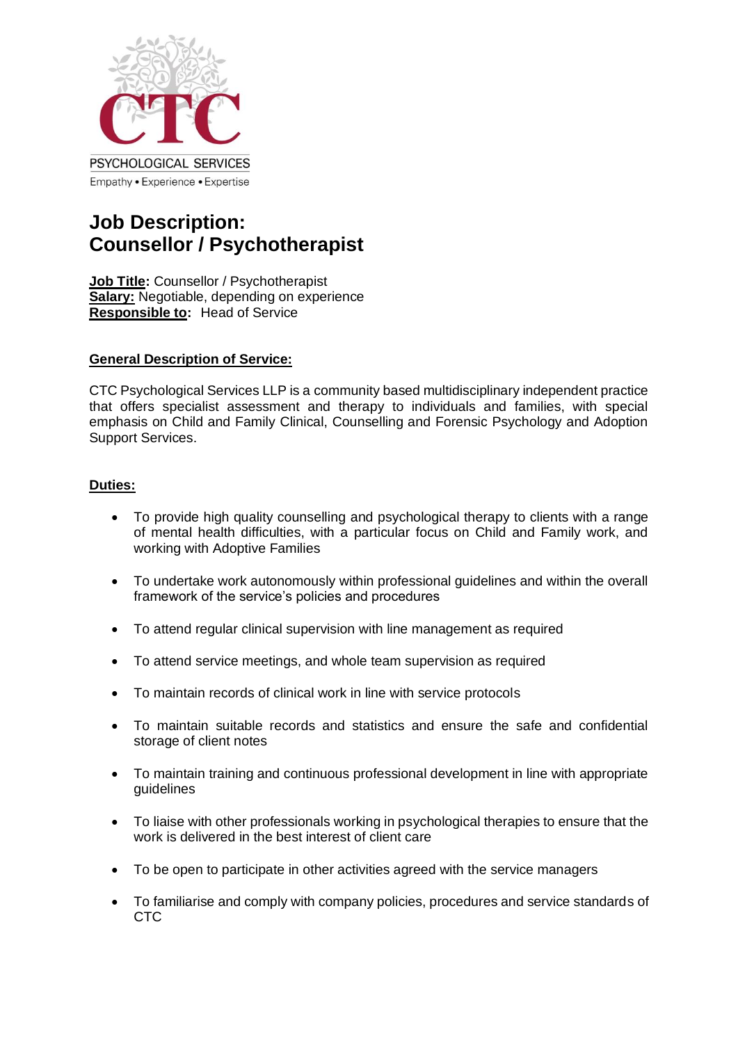CTC

PSYCHOLOGICAL SERVICES

Empathy • Experience • Expertise

# Job Description: Counsellor / Psychotherapist

**Job Title:** Counsellor / Psychotherapist
**Salary:** Negotiable, depending on experience
**Responsible to:** Head of Service

**General Description of Service:**

CTC Psychological Services LLP is a community based multidisciplinary independent practice that offers specialist assessment and therapy to individuals and families, with special emphasis on Child and Family Clinical, Counselling and Forensic Psychology and Adoption Support Services.

**Duties:**

- To provide high quality counselling and psychological therapy to clients with a range of mental health difficulties, with a particular focus on Child and Family work, and working with Adoptive Families
- To undertake work autonomously within professional guidelines and within the overall framework of the service's policies and procedures
- To attend regular clinical supervision with line management as required
- To attend service meetings, and whole team supervision as required
- To maintain records of clinical work in line with service protocols
- To maintain suitable records and statistics and ensure the safe and confidential storage of client notes
- To maintain training and continuous professional development in line with appropriate guidelines
- To liaise with other professionals working in psychological therapies to ensure that the work is delivered in the best interest of client care
- To be open to participate in other activities agreed with the service managers
- To familiarise and comply with company policies, procedures and service standards of CTC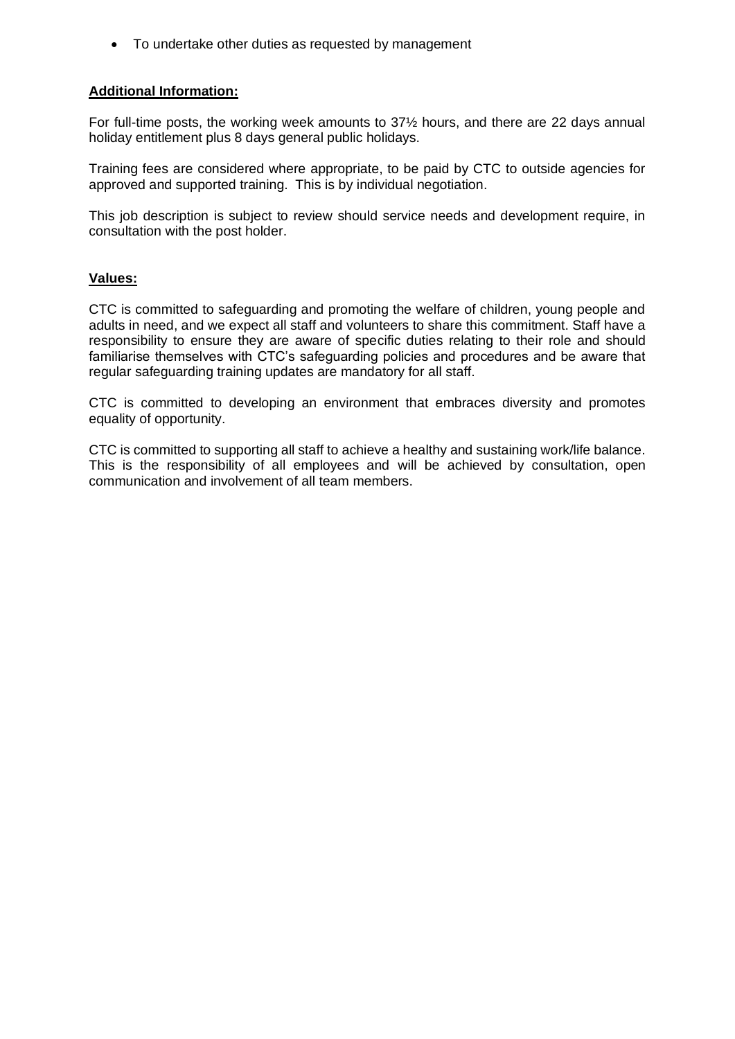- To undertake other duties as requested by management

**Additional Information:**

For full-time posts, the working week amounts to 37½ hours, and there are 22 days annual holiday entitlement plus 8 days general public holidays.

Training fees are considered where appropriate, to be paid by CTC to outside agencies for approved and supported training. This is by individual negotiation.

This job description is subject to review should service needs and development require, in consultation with the post holder.

**Values:**

CTC is committed to safeguarding and promoting the welfare of children, young people and adults in need, and we expect all staff and volunteers to share this commitment. Staff have a responsibility to ensure they are aware of specific duties relating to their role and should familiarise themselves with CTC's safeguarding policies and procedures and be aware that regular safeguarding training updates are mandatory for all staff.

CTC is committed to developing an environment that embraces diversity and promotes equality of opportunity.

CTC is committed to supporting all staff to achieve a healthy and sustaining work/life balance. This is the responsibility of all employees and will be achieved by consultation, open communication and involvement of all team members.